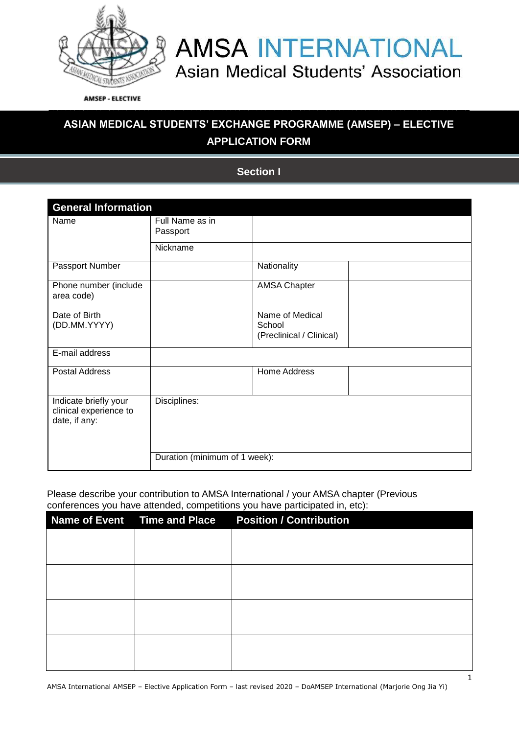AMSA INTERNATIONAL
Asian Medical Students' Association

AMSEP - ELECTIVE

# ASIAN MEDICAL STUDENTS' EXCHANGE PROGRAMME (AMSEP) – ELECTIVE APPLICATION FORM

## Section I

| General Information | | | |
|---|---|---|---|
| Name | Full Name as in Passport | | |
| | Nickname | | |
| Passport Number | | Nationality | |
| Phone number (include area code) | | AMSA Chapter | |
| Date of Birth (DD.MM.YYYY) | | Name of Medical School (Preclinical / Clinical) | |
| E-mail address | | | |
| Postal Address | | Home Address | |
| Indicate briefly your clinical experience to date, if any: | Disciplines: | | |
| | Duration (minimum of 1 week): | | |

Please describe your contribution to AMSA International / your AMSA chapter (Previous conferences you have attended, competitions you have participated in, etc):

| Name of Event | Time and Place | Position / Contribution |
|---|---|---|
| | | |
| | | |
| | | |
| | | |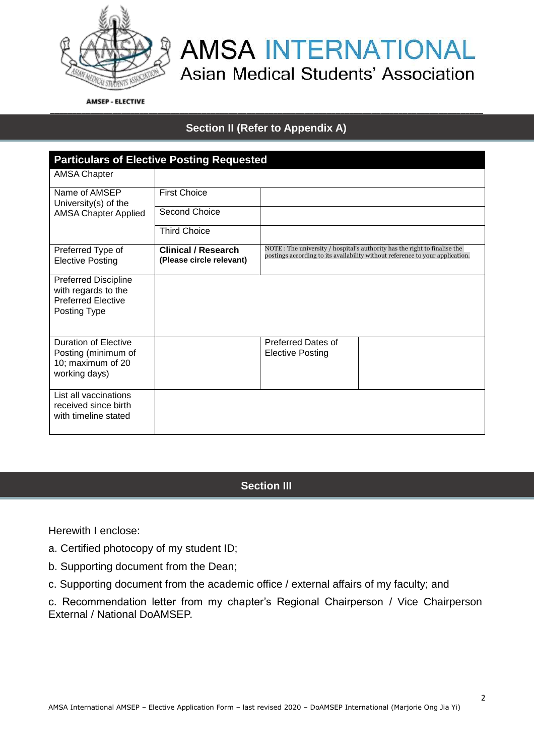AMSA INTERNATIONAL
Asian Medical Students' Association

AMSEP - ELECTIVE

## Section II (Refer to Appendix A)

| Particulars of Elective Posting Requested | | | |
|---|---|---|---|
| AMSA Chapter | | | |
| Name of AMSEP University(s) of the AMSA Chapter Applied | First Choice | | |
| | Second Choice | | |
| | Third Choice | | |
| Preferred Type of Elective Posting | **Clinical / Research (Please circle relevant)** | NOTE : The university / hospital's authority has the right to finalise the postings according to its availability without reference to your application. | |
| Preferred Discipline with regards to the Preferred Elective Posting Type | | | |
| Duration of Elective Posting (minimum of 10; maximum of 20 working days) | | Preferred Dates of Elective Posting | |
| List all vaccinations received since birth with timeline stated | | | |

## Section III

Herewith I enclose:

a. Certified photocopy of my student ID;

b. Supporting document from the Dean;

c. Supporting document from the academic office / external affairs of my faculty; and

c. Recommendation letter from my chapter's Regional Chairperson / Vice Chairperson External / National DoAMSEP.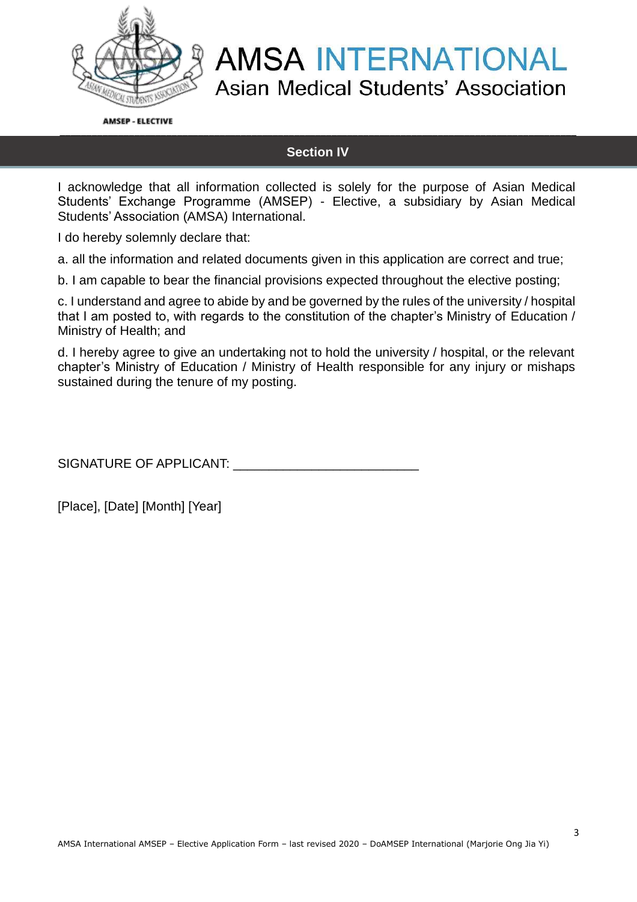## Section IV

I acknowledge that all information collected is solely for the purpose of Asian Medical Students' Exchange Programme (AMSEP) - Elective, a subsidiary by Asian Medical Students' Association (AMSA) International.

I do hereby solemnly declare that:

a. all the information and related documents given in this application are correct and true;

b. I am capable to bear the financial provisions expected throughout the elective posting;

c. I understand and agree to abide by and be governed by the rules of the university / hospital that I am posted to, with regards to the constitution of the chapter's Ministry of Education / Ministry of Health; and

d. I hereby agree to give an undertaking not to hold the university / hospital, or the relevant chapter's Ministry of Education / Ministry of Health responsible for any injury or mishaps sustained during the tenure of my posting.

SIGNATURE OF APPLICANT: _________________________

[Place], [Date] [Month] [Year]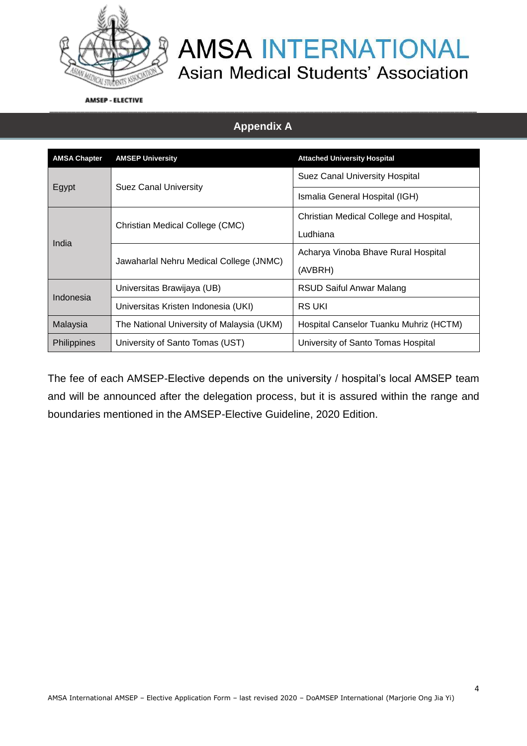## Appendix A

| AMSA Chapter | AMSEP University | Attached University Hospital |
|---|---|---|
| Egypt | Suez Canal University | Suez Canal University Hospital |
| | | Ismalia General Hospital (IGH) |
| India | Christian Medical College (CMC) | Christian Medical College and Hospital, Ludhiana |
| | Jawaharlal Nehru Medical College (JNMC) | Acharya Vinoba Bhave Rural Hospital (AVBRH) |
| Indonesia | Universitas Brawijaya (UB) | RSUD Saiful Anwar Malang |
| | Universitas Kristen Indonesia (UKI) | RS UKI |
| Malaysia | The National University of Malaysia (UKM) | Hospital Canselor Tuanku Muhriz (HCTM) |
| Philippines | University of Santo Tomas (UST) | University of Santo Tomas Hospital |

The fee of each AMSEP-Elective depends on the university / hospital's local AMSEP team and will be announced after the delegation process, but it is assured within the range and boundaries mentioned in the AMSEP-Elective Guideline, 2020 Edition.